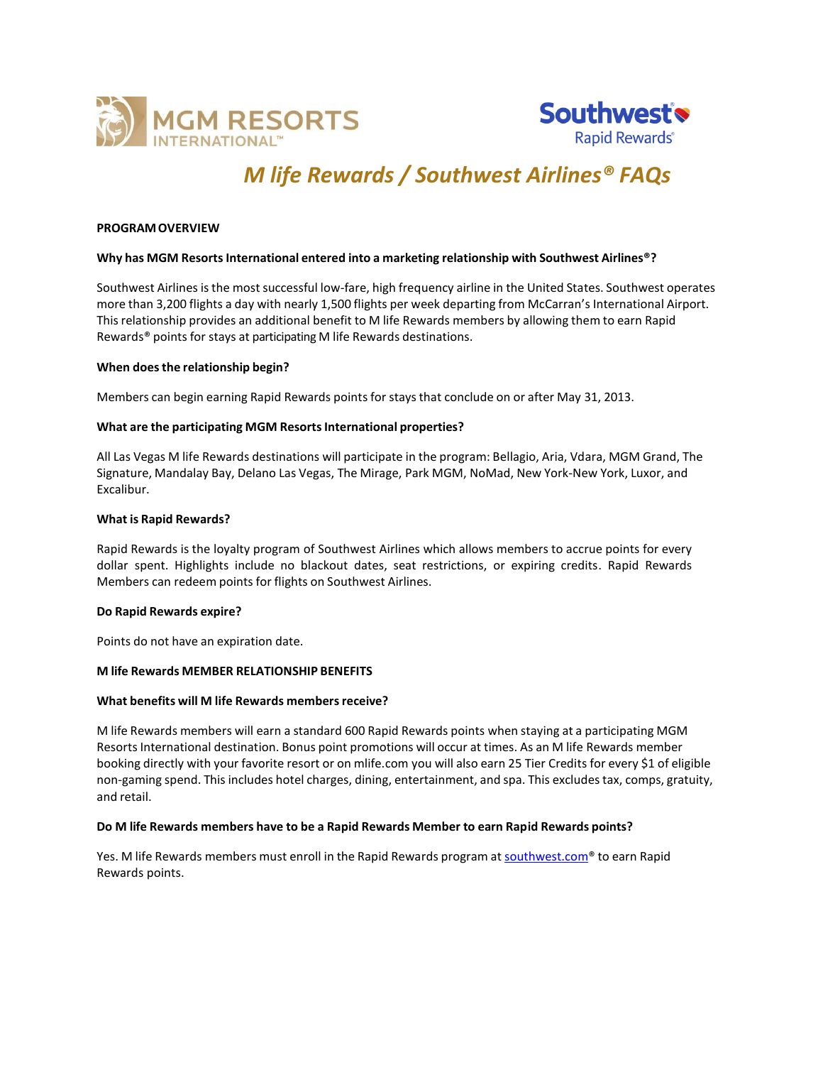# M life Rewards / Southwest Airlines® FAQs

## PROGRAM OVERVIEW

**Why has MGM Resorts International entered into a marketing relationship with Southwest Airlines®?**

Southwest Airlines is the most successful low-fare, high frequency airline in the United States. Southwest operates more than 3,200 flights a day with nearly 1,500 flights per week departing from McCarran's International Airport. This relationship provides an additional benefit to M life Rewards members by allowing them to earn Rapid Rewards® points for stays at participating M life Rewards destinations.

**When does the relationship begin?**

Members can begin earning Rapid Rewards points for stays that conclude on or after May 31, 2013.

**What are the participating MGM Resorts International properties?**

All Las Vegas M life Rewards destinations will participate in the program: Bellagio, Aria, Vdara, MGM Grand, The Signature, Mandalay Bay, Delano Las Vegas, The Mirage, Park MGM, NoMad, New York-New York, Luxor, and Excalibur.

**What is Rapid Rewards?**

Rapid Rewards is the loyalty program of Southwest Airlines which allows members to accrue points for every dollar spent. Highlights include no blackout dates, seat restrictions, or expiring credits. Rapid Rewards Members can redeem points for flights on Southwest Airlines.

**Do Rapid Rewards expire?**

Points do not have an expiration date.

## M life Rewards MEMBER RELATIONSHIP BENEFITS

**What benefits will M life Rewards members receive?**

M life Rewards members will earn a standard 600 Rapid Rewards points when staying at a participating MGM Resorts International destination. Bonus point promotions will occur at times. As an M life Rewards member booking directly with your favorite resort or on mlife.com you will also earn 25 Tier Credits for every $1 of eligible non-gaming spend. This includes hotel charges, dining, entertainment, and spa. This excludes tax, comps, gratuity, and retail.

**Do M life Rewards members have to be a Rapid Rewards Member to earn Rapid Rewards points?**

Yes. M life Rewards members must enroll in the Rapid Rewards program at [southwest.com](southwest.com)® to earn Rapid Rewards points.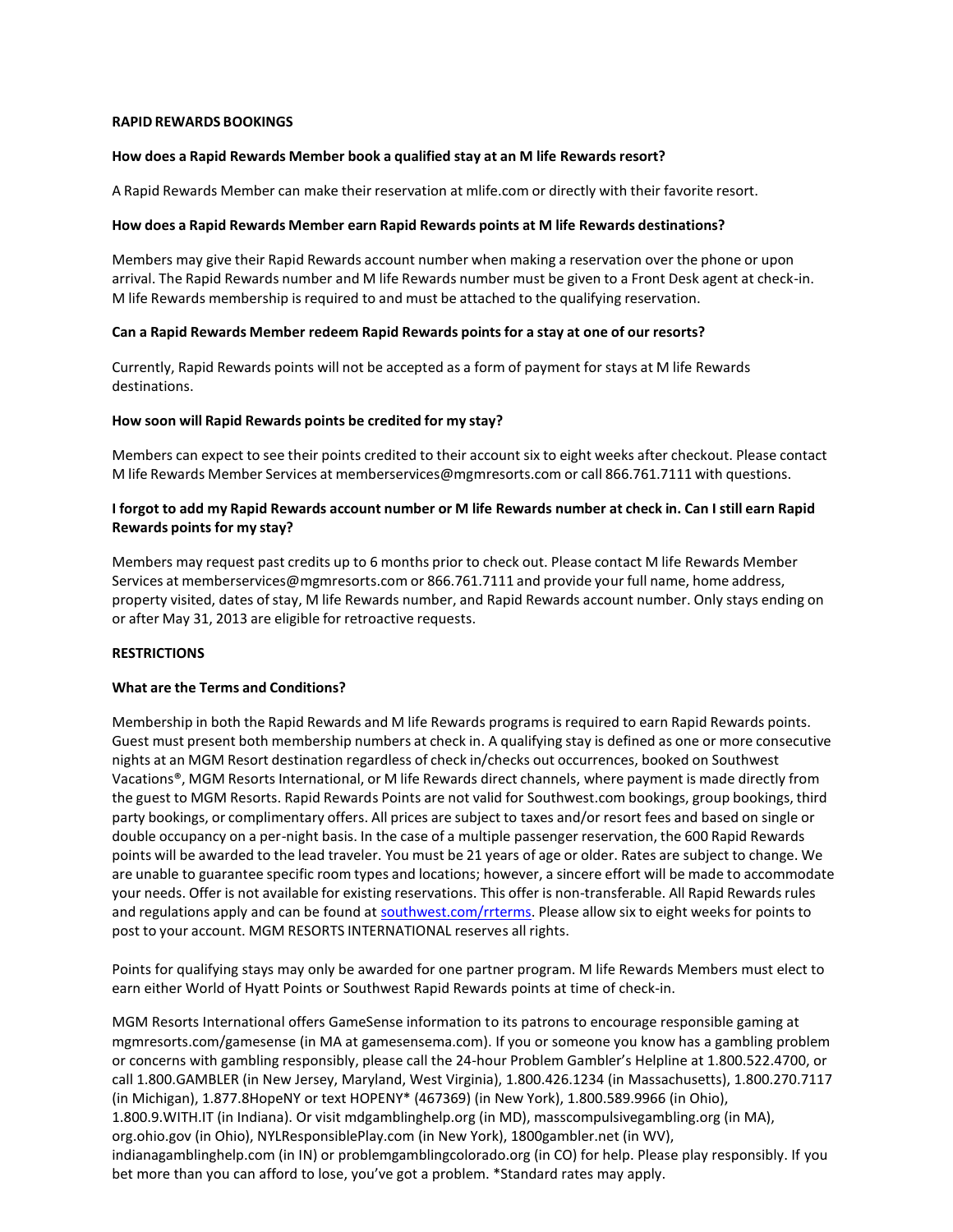**RAPID REWARDS BOOKINGS**

**How does a Rapid Rewards Member book a qualified stay at an M life Rewards resort?**

A Rapid Rewards Member can make their reservation at mlife.com or directly with their favorite resort.

**How does a Rapid Rewards Member earn Rapid Rewards points at M life Rewards destinations?**

Members may give their Rapid Rewards account number when making a reservation over the phone or upon arrival. The Rapid Rewards number and M life Rewards number must be given to a Front Desk agent at check-in. M life Rewards membership is required to and must be attached to the qualifying reservation.

**Can a Rapid Rewards Member redeem Rapid Rewards points for a stay at one of our resorts?**

Currently, Rapid Rewards points will not be accepted as a form of payment for stays at M life Rewards destinations.

**How soon will Rapid Rewards points be credited for my stay?**

Members can expect to see their points credited to their account six to eight weeks after checkout. Please contact M life Rewards Member Services at memberservices@mgmresorts.com or call 866.761.7111 with questions.

**I forgot to add my Rapid Rewards account number or M life Rewards number at check in. Can I still earn Rapid Rewards points for my stay?**

Members may request past credits up to 6 months prior to check out. Please contact M life Rewards Member Services at memberservices@mgmresorts.com or 866.761.7111 and provide your full name, home address, property visited, dates of stay, M life Rewards number, and Rapid Rewards account number. Only stays ending on or after May 31, 2013 are eligible for retroactive requests.

**RESTRICTIONS**

**What are the Terms and Conditions?**

Membership in both the Rapid Rewards and M life Rewards programs is required to earn Rapid Rewards points. Guest must present both membership numbers at check in. A qualifying stay is defined as one or more consecutive nights at an MGM Resort destination regardless of check in/checks out occurrences, booked on Southwest Vacations®, MGM Resorts International, or M life Rewards direct channels, where payment is made directly from the guest to MGM Resorts. Rapid Rewards Points are not valid for Southwest.com bookings, group bookings, third party bookings, or complimentary offers. All prices are subject to taxes and/or resort fees and based on single or double occupancy on a per-night basis. In the case of a multiple passenger reservation, the 600 Rapid Rewards points will be awarded to the lead traveler. You must be 21 years of age or older. Rates are subject to change. We are unable to guarantee specific room types and locations; however, a sincere effort will be made to accommodate your needs. Offer is not available for existing reservations. This offer is non-transferable. All Rapid Rewards rules and regulations apply and can be found at [southwest.com/rrterms](southwest.com/rrterms). Please allow six to eight weeks for points to post to your account. MGM RESORTS INTERNATIONAL reserves all rights.

Points for qualifying stays may only be awarded for one partner program. M life Rewards Members must elect to earn either World of Hyatt Points or Southwest Rapid Rewards points at time of check-in.

MGM Resorts International offers GameSense information to its patrons to encourage responsible gaming at mgmresorts.com/gamesense (in MA at gamesensema.com). If you or someone you know has a gambling problem or concerns with gambling responsibly, please call the 24-hour Problem Gambler's Helpline at 1.800.522.4700, or call 1.800.GAMBLER (in New Jersey, Maryland, West Virginia), 1.800.426.1234 (in Massachusetts), 1.800.270.7117 (in Michigan), 1.877.8HopeNY or text HOPENY* (467369) (in New York), 1.800.589.9966 (in Ohio), 1.800.9.WITH.IT (in Indiana). Or visit mdgamblinghelp.org (in MD), masscompulsivegambling.org (in MA), org.ohio.gov (in Ohio), NYLResponsiblePlay.com (in New York), 1800gambler.net (in WV), indianagamblinghelp.com (in IN) or problemgamblingcolorado.org (in CO) for help. Please play responsibly. If you bet more than you can afford to lose, you've got a problem. *Standard rates may apply.